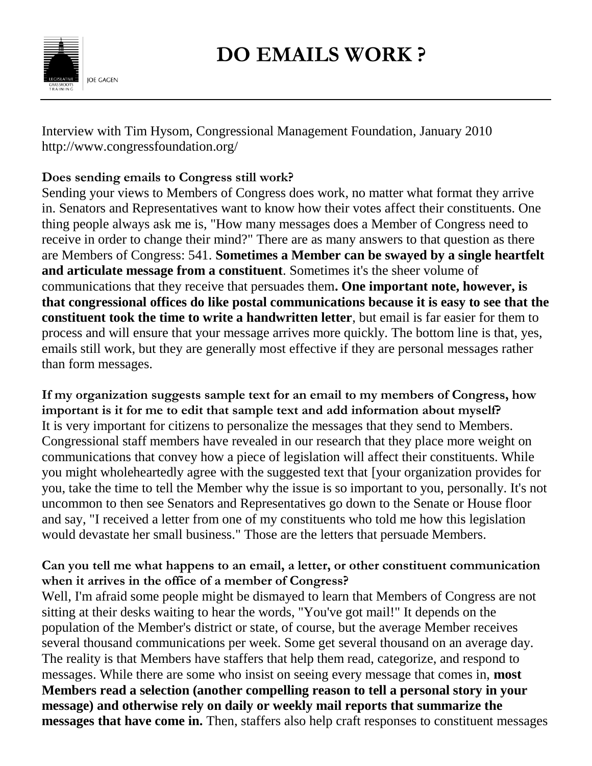# DO EMAILS WORK ?

JOE GAGEN

Interview with Tim Hysom, Congressional Management Foundation, January 2010
http://www.congressfoundation.org/

**Does sending emails to Congress still work?**

Sending your views to Members of Congress does work, no matter what format they arrive in. Senators and Representatives want to know how their votes affect their constituents. One thing people always ask me is, "How many messages does a Member of Congress need to receive in order to change their mind?" There are as many answers to that question as there are Members of Congress: 541. **Sometimes a Member can be swayed by a single heartfelt and articulate message from a constituent**. Sometimes it's the sheer volume of communications that they receive that persuades them**. One important note, however, is that congressional offices do like postal communications because it is easy to see that the constituent took the time to write a handwritten letter**, but email is far easier for them to process and will ensure that your message arrives more quickly. The bottom line is that, yes, emails still work, but they are generally most effective if they are personal messages rather than form messages.

**If my organization suggests sample text for an email to my members of Congress, how important is it for me to edit that sample text and add information about myself?**

It is very important for citizens to personalize the messages that they send to Members. Congressional staff members have revealed in our research that they place more weight on communications that convey how a piece of legislation will affect their constituents. While you might wholeheartedly agree with the suggested text that [your organization provides for you, take the time to tell the Member why the issue is so important to you, personally. It's not uncommon to then see Senators and Representatives go down to the Senate or House floor and say, "I received a letter from one of my constituents who told me how this legislation would devastate her small business." Those are the letters that persuade Members.

**Can you tell me what happens to an email, a letter, or other constituent communication when it arrives in the office of a member of Congress?**

Well, I'm afraid some people might be dismayed to learn that Members of Congress are not sitting at their desks waiting to hear the words, "You've got mail!" It depends on the population of the Member's district or state, of course, but the average Member receives several thousand communications per week. Some get several thousand on an average day. The reality is that Members have staffers that help them read, categorize, and respond to messages. While there are some who insist on seeing every message that comes in, **most Members read a selection (another compelling reason to tell a personal story in your message) and otherwise rely on daily or weekly mail reports that summarize the messages that have come in.** Then, staffers also help craft responses to constituent messages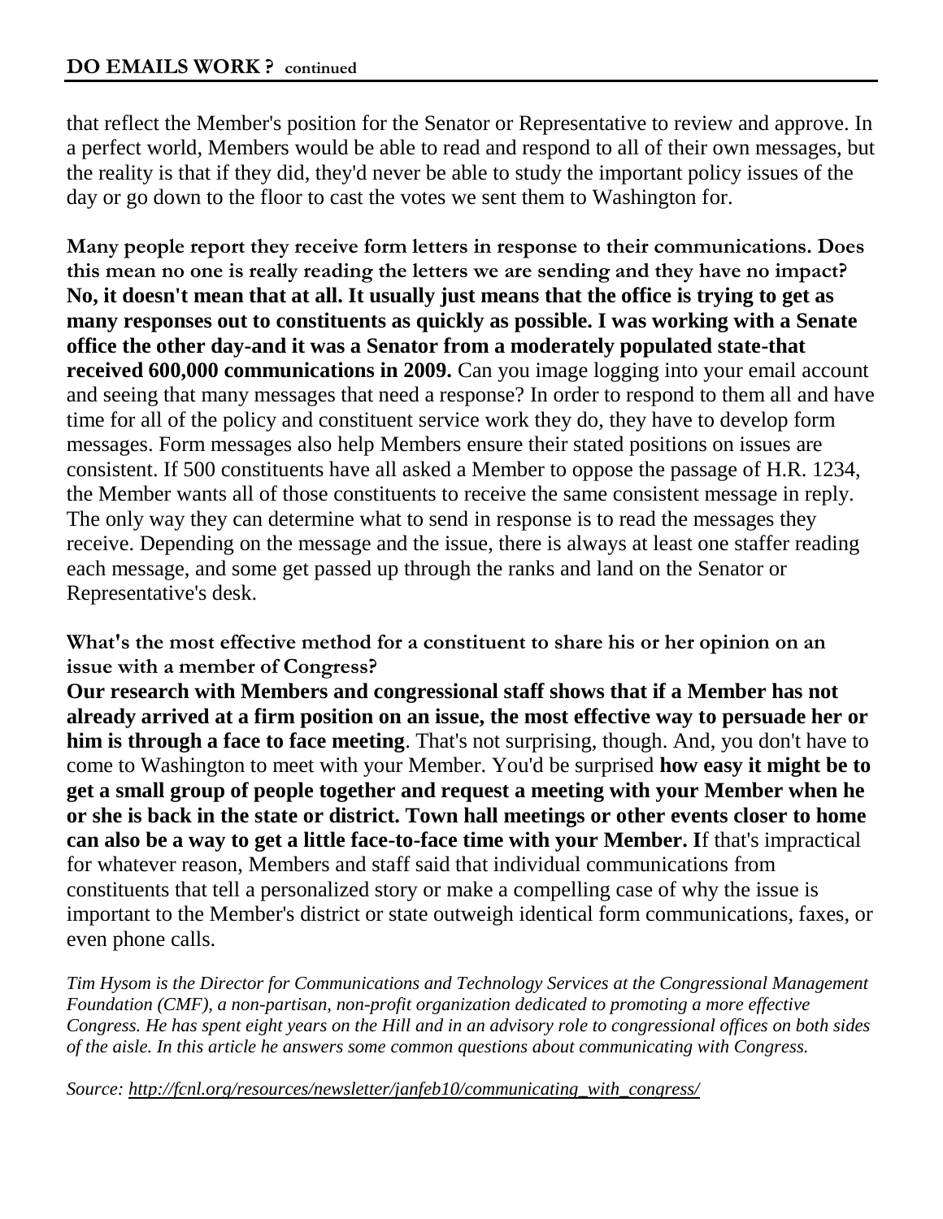## DO EMAILS WORK ? continued

that reflect the Member's position for the Senator or Representative to review and approve. In a perfect world, Members would be able to read and respond to all of their own messages, but the reality is that if they did, they'd never be able to study the important policy issues of the day or go down to the floor to cast the votes we sent them to Washington for.

**Many people report they receive form letters in response to their communications. Does this mean no one is really reading the letters we are sending and they have no impact?**
**No, it doesn't mean that at all. It usually just means that the office is trying to get as many responses out to constituents as quickly as possible. I was working with a Senate office the other day-and it was a Senator from a moderately populated state-that received 600,000 communications in 2009.** Can you image logging into your email account and seeing that many messages that need a response? In order to respond to them all and have time for all of the policy and constituent service work they do, they have to develop form messages. Form messages also help Members ensure their stated positions on issues are consistent. If 500 constituents have all asked a Member to oppose the passage of H.R. 1234, the Member wants all of those constituents to receive the same consistent message in reply. The only way they can determine what to send in response is to read the messages they receive. Depending on the message and the issue, there is always at least one staffer reading each message, and some get passed up through the ranks and land on the Senator or Representative's desk.

**What's the most effective method for a constituent to share his or her opinion on an issue with a member of Congress?**
**Our research with Members and congressional staff shows that if a Member has not already arrived at a firm position on an issue, the most effective way to persuade her or him is through a face to face meeting**. That's not surprising, though. And, you don't have to come to Washington to meet with your Member. You'd be surprised **how easy it might be to get a small group of people together and request a meeting with your Member when he or she is back in the state or district. Town hall meetings or other events closer to home can also be a way to get a little face-to-face time with your Member. I**f that's impractical for whatever reason, Members and staff said that individual communications from constituents that tell a personalized story or make a compelling case of why the issue is important to the Member's district or state outweigh identical form communications, faxes, or even phone calls.

*Tim Hysom is the Director for Communications and Technology Services at the Congressional Management Foundation (CMF), a non-partisan, non-profit organization dedicated to promoting a more effective Congress. He has spent eight years on the Hill and in an advisory role to congressional offices on both sides of the aisle. In this article he answers some common questions about communicating with Congress.*

*Source: http://fcnl.org/resources/newsletter/janfeb10/communicating_with_congress/*